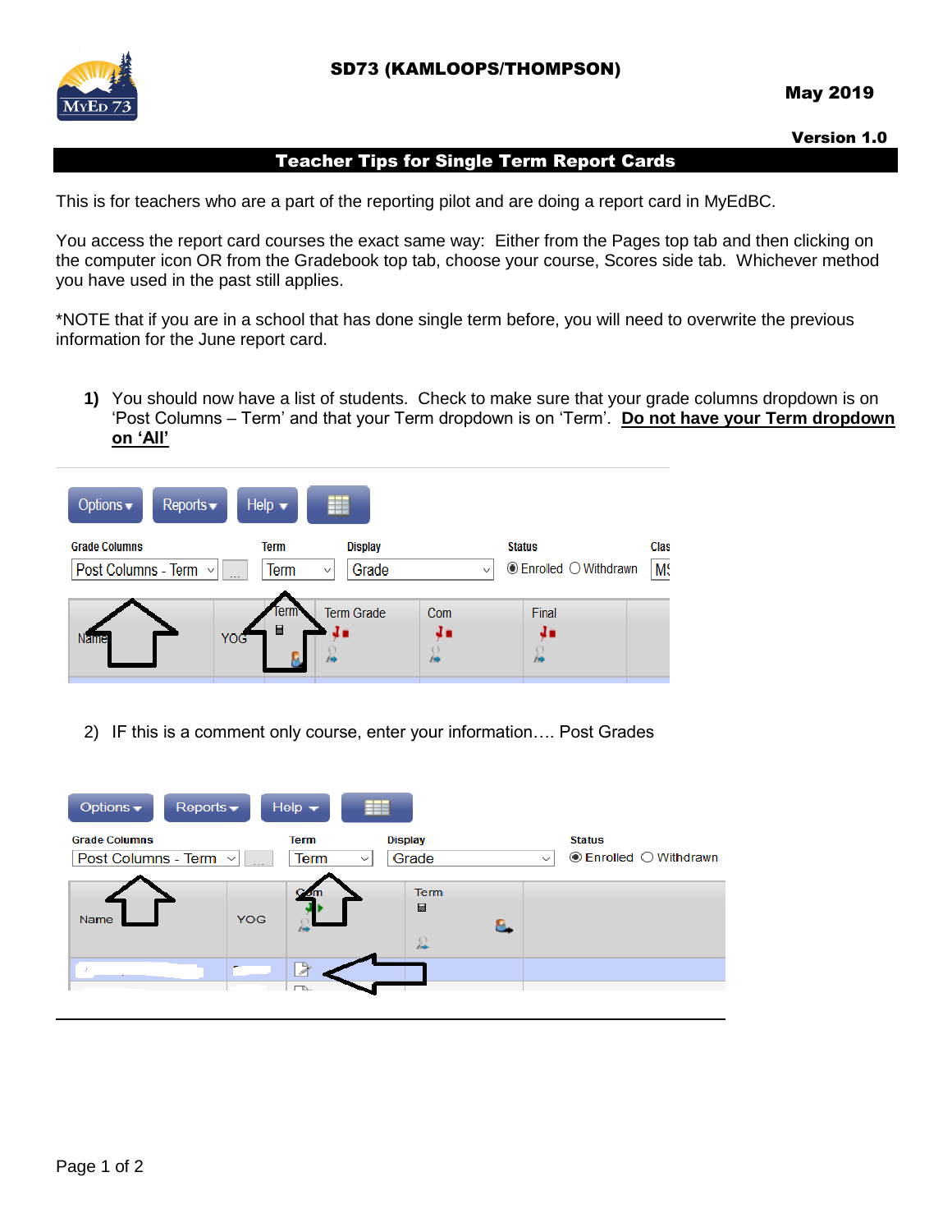SD73 (KAMLOOPS/THOMPSON)

**May 2019**

**Version 1.0**

# Teacher Tips for Single Term Report Cards

This is for teachers who are a part of the reporting pilot and are doing a report card in MyEdBC.

You access the report card courses the exact same way: Either from the Pages top tab and then clicking on the computer icon OR from the Gradebook top tab, choose your course, Scores side tab. Whichever method you have used in the past still applies.

*NOTE that if you are in a school that has done single term before, you will need to overwrite the previous information for the June report card.

1) You should now have a list of students. Check to make sure that your grade columns dropdown is on 'Post Columns – Term' and that your Term dropdown is on 'Term'. **Do not have your Term dropdown on 'All'**

2) IF this is a comment only course, enter your information…. Post Grades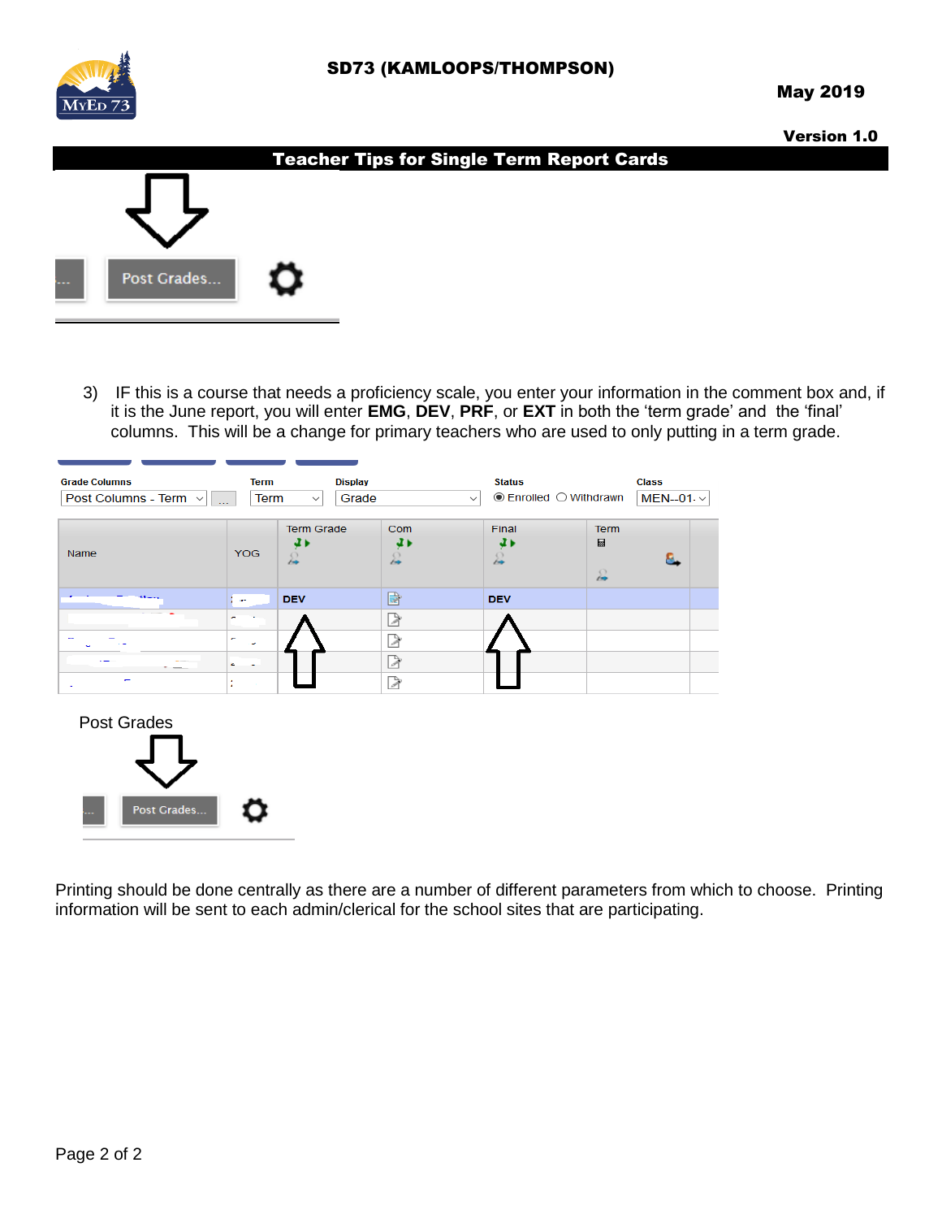SD73 (KAMLOOPS/THOMPSON)

May 2019

Version 1.0

## Teacher Tips for Single Term Report Cards

Post Grades...

3) IF this is a course that needs a proficiency scale, you enter your information in the comment box and, if it is the June report, you will enter **EMG**, **DEV**, **PRF**, or **EXT** in both the 'term grade' and the 'final' columns. This will be a change for primary teachers who are used to only putting in a term grade.

Grade Columns: Post Columns - Term | Term: Term | Display: Grade | Status: Enrolled / Withdrawn | Class: MEN--01-

| Name | YOG | Term Grade | Com | Final | Term |
|---|---|---|---|---|---|
| | | DEV | | DEV | |
| | | | | | |
| | | | | | |
| | | | | | |
| | | | | | |

Post Grades

Post Grades...

Printing should be done centrally as there are a number of different parameters from which to choose. Printing information will be sent to each admin/clerical for the school sites that are participating.